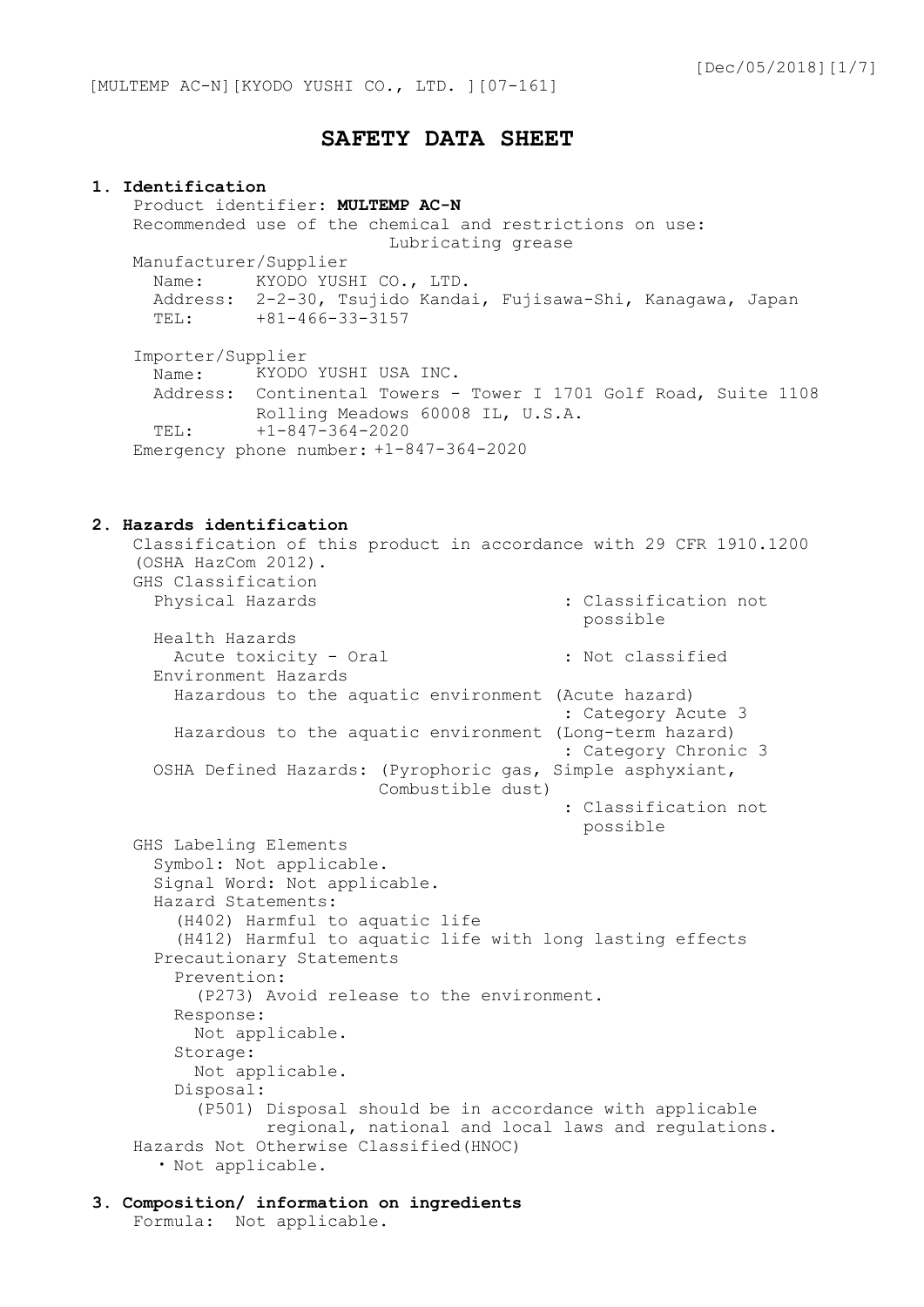# SAFETY DATA SHEET

## 1. Identification

Product identifier: **MULTEMP AC-N**

Recommended use of the chemical and restrictions on use:
Lubricating grease

Manufacturer/Supplier
- Name: KYODO YUSHI CO., LTD.
- Address: 2-2-30, Tsujido Kandai, Fujisawa-Shi, Kanagawa, Japan
- TEL: +81-466-33-3157

Importer/Supplier
- Name: KYODO YUSHI USA INC.
- Address: Continental Towers - Tower I 1701 Golf Road, Suite 1108 Rolling Meadows 60008 IL, U.S.A.
- TEL: +1-847-364-2020

Emergency phone number: +1-847-364-2020

## 2. Hazards identification

Classification of this product in accordance with 29 CFR 1910.1200 (OSHA HazCom 2012).

GHS Classification
- Physical Hazards : Classification not possible
- Health Hazards
  - Acute toxicity - Oral : Not classified
- Environment Hazards
  - Hazardous to the aquatic environment (Acute hazard) : Category Acute 3
  - Hazardous to the aquatic environment (Long-term hazard) : Category Chronic 3
- OSHA Defined Hazards: (Pyrophoric gas, Simple asphyxiant, Combustible dust) : Classification not possible

GHS Labeling Elements
- Symbol: Not applicable.
- Signal Word: Not applicable.
- Hazard Statements:
  - (H402) Harmful to aquatic life
  - (H412) Harmful to aquatic life with long lasting effects
- Precautionary Statements
  - Prevention:
    - (P273) Avoid release to the environment.
  - Response:
    - Not applicable.
  - Storage:
    - Not applicable.
  - Disposal:
    - (P501) Disposal should be in accordance with applicable regional, national and local laws and regulations.

Hazards Not Otherwise Classified(HNOC)
- ・Not applicable.

## 3. Composition/ information on ingredients

Formula: Not applicable.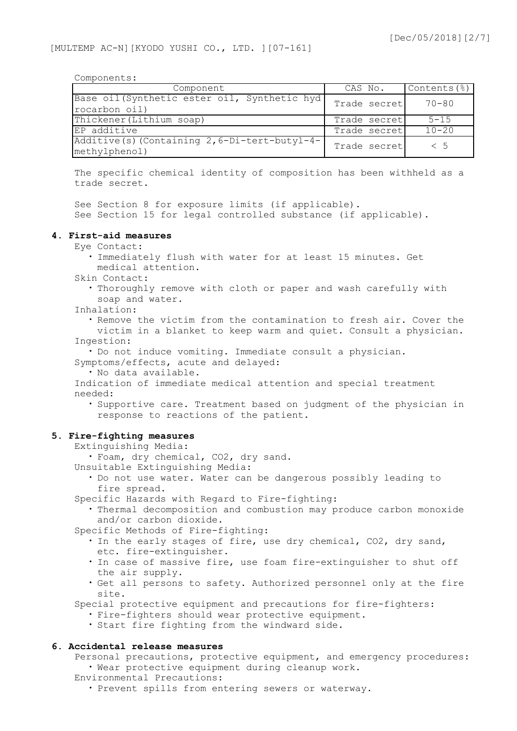Components:

| Component | CAS No. | Contents(%) |
|---|---|---|
| Base oil(Synthetic ester oil, Synthetic hydrocarbon oil) | Trade secret | 70-80 |
| Thickener(Lithium soap) | Trade secret | 5-15 |
| EP additive | Trade secret | 10-20 |
| Additive(s)(Containing 2,6-Di-tert-butyl-4-methylphenol) | Trade secret | < 5 |

The specific chemical identity of composition has been withheld as a trade secret.

See Section 8 for exposure limits (if applicable).
See Section 15 for legal controlled substance (if applicable).

## 4. First-aid measures

Eye Contact:

- Immediately flush with water for at least 15 minutes. Get medical attention.

Skin Contact:

- Thoroughly remove with cloth or paper and wash carefully with soap and water.

Inhalation:

- Remove the victim from the contamination to fresh air. Cover the victim in a blanket to keep warm and quiet. Consult a physician.

Ingestion:

- Do not induce vomiting. Immediate consult a physician.

Symptoms/effects, acute and delayed:

- No data available.

Indication of immediate medical attention and special treatment needed:

- Supportive care. Treatment based on judgment of the physician in response to reactions of the patient.

## 5. Fire-fighting measures

Extinguishing Media:

- Foam, dry chemical, $CO_2$, dry sand.

Unsuitable Extinguishing Media:

- Do not use water. Water can be dangerous possibly leading to fire spread.

Specific Hazards with Regard to Fire-fighting:

- Thermal decomposition and combustion may produce carbon monoxide and/or carbon dioxide.

Specific Methods of Fire-fighting:

- In the early stages of fire, use dry chemical, $CO_2$, dry sand, etc. fire-extinguisher.
- In case of massive fire, use foam fire-extinguisher to shut off the air supply.
- Get all persons to safety. Authorized personnel only at the fire site.

Special protective equipment and precautions for fire-fighters:

- Fire-fighters should wear protective equipment.
- Start fire fighting from the windward side.

## 6. Accidental release measures

Personal precautions, protective equipment, and emergency procedures:

- Wear protective equipment during cleanup work.

Environmental Precautions:

- Prevent spills from entering sewers or waterway.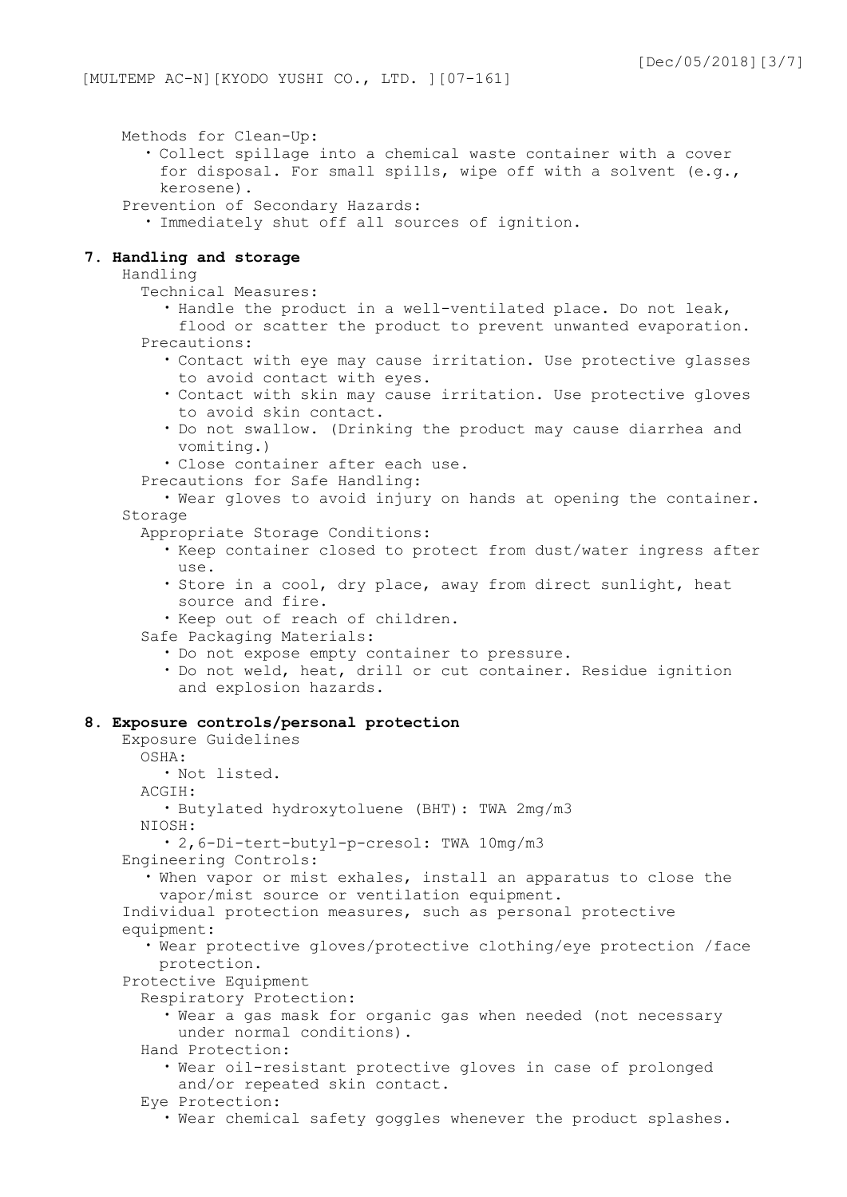Methods for Clean-Up:

- Collect spillage into a chemical waste container with a cover for disposal. For small spills, wipe off with a solvent (e.g., kerosene).

Prevention of Secondary Hazards:

- Immediately shut off all sources of ignition.

## 7. Handling and storage

Handling

Technical Measures:

- Handle the product in a well-ventilated place. Do not leak, flood or scatter the product to prevent unwanted evaporation.

Precautions:

- Contact with eye may cause irritation. Use protective glasses to avoid contact with eyes.
- Contact with skin may cause irritation. Use protective gloves to avoid skin contact.
- Do not swallow. (Drinking the product may cause diarrhea and vomiting.)
- Close container after each use.

Precautions for Safe Handling:

- Wear gloves to avoid injury on hands at opening the container.

Storage

Appropriate Storage Conditions:

- Keep container closed to protect from dust/water ingress after use.
- Store in a cool, dry place, away from direct sunlight, heat source and fire.
- Keep out of reach of children.

Safe Packaging Materials:

- Do not expose empty container to pressure.
- Do not weld, heat, drill or cut container. Residue ignition and explosion hazards.

## 8. Exposure controls/personal protection

Exposure Guidelines

OSHA:

- Not listed.

ACGIH:

- Butylated hydroxytoluene (BHT): TWA 2mg/m3

NIOSH:

- 2,6-Di-tert-butyl-p-cresol: TWA 10mg/m3

Engineering Controls:

- When vapor or mist exhales, install an apparatus to close the vapor/mist source or ventilation equipment.

Individual protection measures, such as personal protective equipment:

- Wear protective gloves/protective clothing/eye protection /face protection.

Protective Equipment

Respiratory Protection:

- Wear a gas mask for organic gas when needed (not necessary under normal conditions).

Hand Protection:

- Wear oil-resistant protective gloves in case of prolonged and/or repeated skin contact.

Eye Protection:

- Wear chemical safety goggles whenever the product splashes.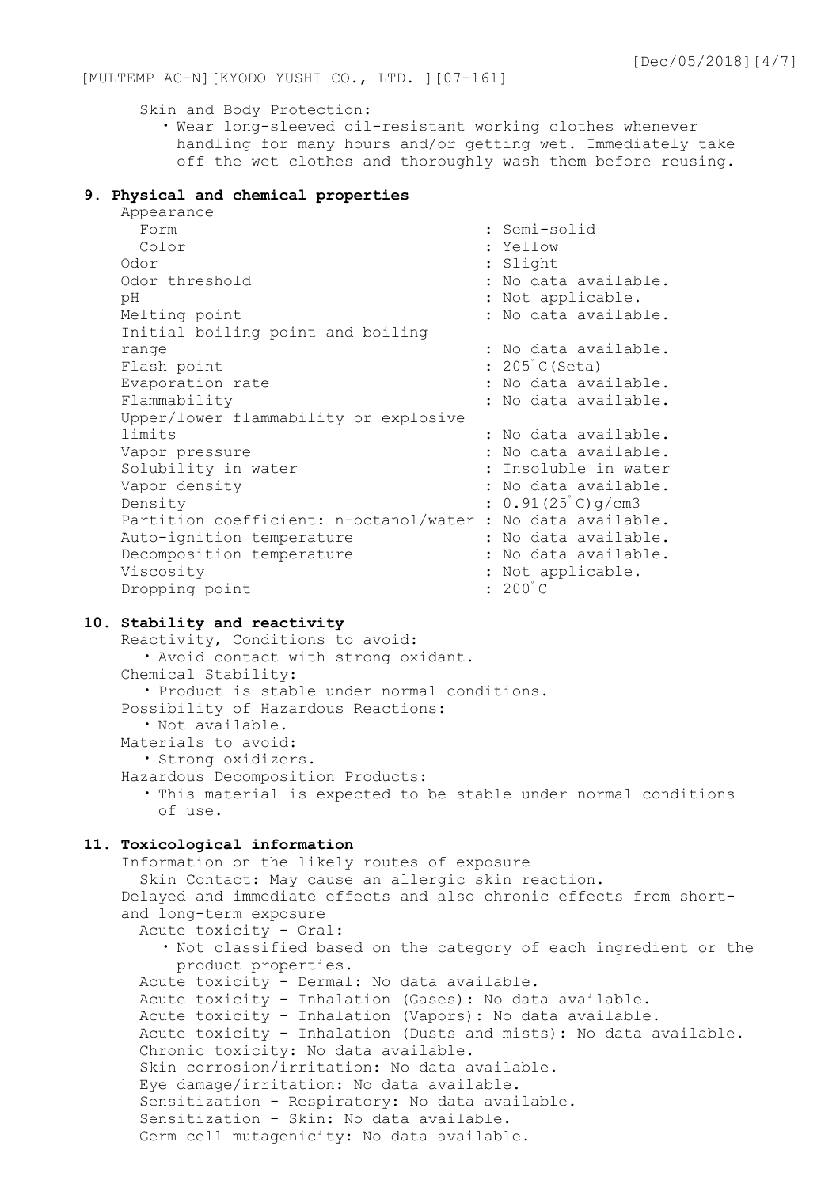Skin and Body Protection:

- Wear long-sleeved oil-resistant working clothes whenever handling for many hours and/or getting wet. Immediately take off the wet clothes and thoroughly wash them before reusing.

## 9. Physical and chemical properties

| Property | Value |
|---|---|
| Appearance | |
| Form | Semi-solid |
| Color | Yellow |
| Odor | Slight |
| Odor threshold | No data available. |
| pH | Not applicable. |
| Melting point | No data available. |
| Initial boiling point and boiling range | No data available. |
| Flash point | 205°C(Seta) |
| Evaporation rate | No data available. |
| Flammability | No data available. |
| Upper/lower flammability or explosive limits | No data available. |
| Vapor pressure | No data available. |
| Solubility in water | Insoluble in water |
| Vapor density | No data available. |
| Density | 0.91(25°C)g/cm3 |
| Partition coefficient: n-octanol/water | No data available. |
| Auto-ignition temperature | No data available. |
| Decomposition temperature | No data available. |
| Viscosity | Not applicable. |
| Dropping point | 200°C |

## 10. Stability and reactivity

Reactivity, Conditions to avoid:

- Avoid contact with strong oxidant.

Chemical Stability:

- Product is stable under normal conditions.

Possibility of Hazardous Reactions:

- Not available.

Materials to avoid:

- Strong oxidizers.

Hazardous Decomposition Products:

- This material is expected to be stable under normal conditions of use.

## 11. Toxicological information

Information on the likely routes of exposure

Skin Contact: May cause an allergic skin reaction.

Delayed and immediate effects and also chronic effects from short- and long-term exposure

Acute toxicity - Oral:

- Not classified based on the category of each ingredient or the product properties.

Acute toxicity - Dermal: No data available.
Acute toxicity - Inhalation (Gases): No data available.
Acute toxicity - Inhalation (Vapors): No data available.
Acute toxicity - Inhalation (Dusts and mists): No data available.
Chronic toxicity: No data available.
Skin corrosion/irritation: No data available.
Eye damage/irritation: No data available.
Sensitization - Respiratory: No data available.
Sensitization - Skin: No data available.
Germ cell mutagenicity: No data available.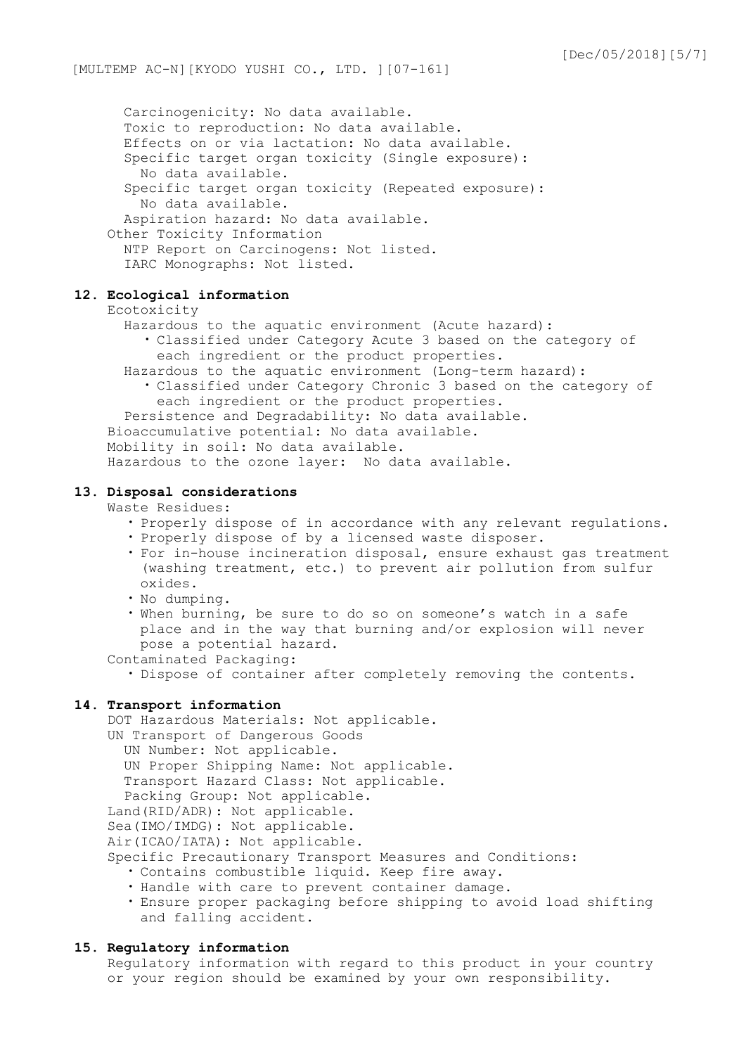Carcinogenicity: No data available.
Toxic to reproduction: No data available.
Effects on or via lactation: No data available.
Specific target organ toxicity (Single exposure):
No data available.
Specific target organ toxicity (Repeated exposure):
No data available.
Aspiration hazard: No data available.

Other Toxicity Information
NTP Report on Carcinogens: Not listed.
IARC Monographs: Not listed.

## 12. Ecological information

Ecotoxicity

Hazardous to the aquatic environment (Acute hazard):

- Classified under Category Acute 3 based on the category of each ingredient or the product properties.

Hazardous to the aquatic environment (Long-term hazard):

- Classified under Category Chronic 3 based on the category of each ingredient or the product properties.

Persistence and Degradability: No data available.

Bioaccumulative potential: No data available.
Mobility in soil: No data available.
Hazardous to the ozone layer: No data available.

## 13. Disposal considerations

Waste Residues:

- Properly dispose of in accordance with any relevant regulations.
- Properly dispose of by a licensed waste disposer.
- For in-house incineration disposal, ensure exhaust gas treatment (washing treatment, etc.) to prevent air pollution from sulfur oxides.
- No dumping.
- When burning, be sure to do so on someone's watch in a safe place and in the way that burning and/or explosion will never pose a potential hazard.

Contaminated Packaging:

- Dispose of container after completely removing the contents.

## 14. Transport information

DOT Hazardous Materials: Not applicable.
UN Transport of Dangerous Goods
UN Number: Not applicable.
UN Proper Shipping Name: Not applicable.
Transport Hazard Class: Not applicable.
Packing Group: Not applicable.
Land(RID/ADR): Not applicable.
Sea(IMO/IMDG): Not applicable.
Air(ICAO/IATA): Not applicable.
Specific Precautionary Transport Measures and Conditions:

- Contains combustible liquid. Keep fire away.
- Handle with care to prevent container damage.
- Ensure proper packaging before shipping to avoid load shifting and falling accident.

## 15. Regulatory information

Regulatory information with regard to this product in your country or your region should be examined by your own responsibility.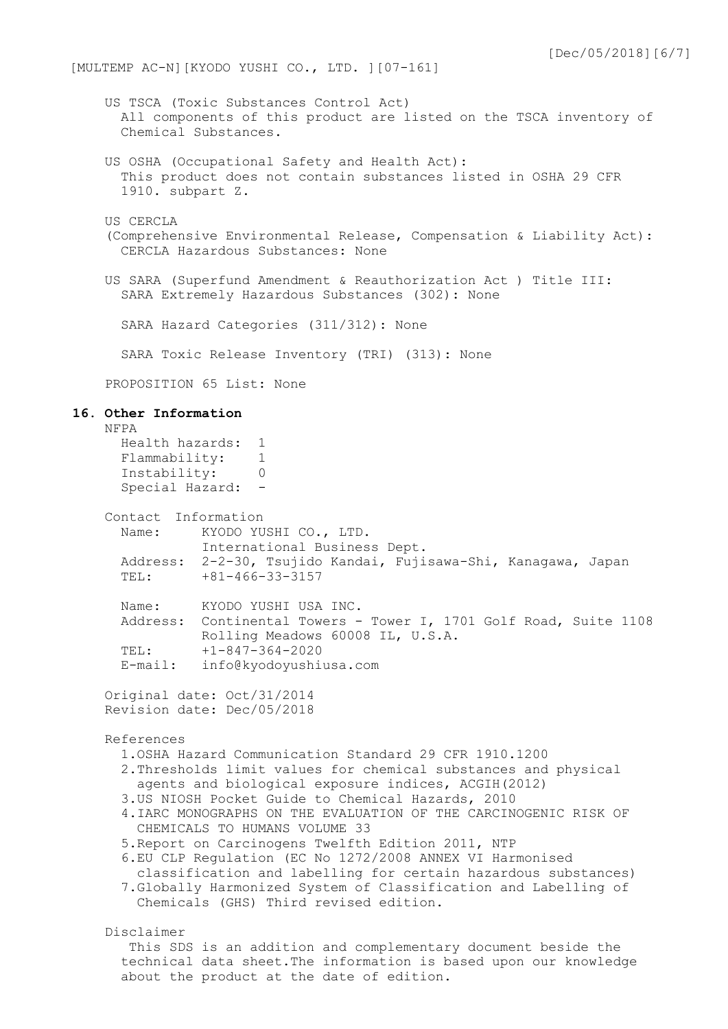US TSCA (Toxic Substances Control Act)
All components of this product are listed on the TSCA inventory of Chemical Substances.

US OSHA (Occupational Safety and Health Act):
This product does not contain substances listed in OSHA 29 CFR 1910. subpart Z.

US CERCLA
(Comprehensive Environmental Release, Compensation & Liability Act):
CERCLA Hazardous Substances: None

US SARA (Superfund Amendment & Reauthorization Act ) Title III:
SARA Extremely Hazardous Substances (302): None

SARA Hazard Categories (311/312): None

SARA Toxic Release Inventory (TRI) (313): None

PROPOSITION 65 List: None

## 16. Other Information

NFPA

Health hazards: 1
Flammability: 1
Instability: 0
Special Hazard: -

Contact Information

Name: KYODO YUSHI CO., LTD.
International Business Dept.
Address: 2-2-30, Tsujido Kandai, Fujisawa-Shi, Kanagawa, Japan
TEL: +81-466-33-3157

Name: KYODO YUSHI USA INC.
Address: Continental Towers - Tower I, 1701 Golf Road, Suite 1108
Rolling Meadows 60008 IL, U.S.A.
TEL: +1-847-364-2020
E-mail: info@kyodoyushiusa.com

Original date: Oct/31/2014
Revision date: Dec/05/2018

References

1. OSHA Hazard Communication Standard 29 CFR 1910.1200
2. Thresholds limit values for chemical substances and physical agents and biological exposure indices, ACGIH(2012)
3. US NIOSH Pocket Guide to Chemical Hazards, 2010
4. IARC MONOGRAPHS ON THE EVALUATION OF THE CARCINOGENIC RISK OF CHEMICALS TO HUMANS VOLUME 33
5. Report on Carcinogens Twelfth Edition 2011, NTP
6. EU CLP Regulation (EC No 1272/2008 ANNEX VI Harmonised classification and labelling for certain hazardous substances)
7. Globally Harmonized System of Classification and Labelling of Chemicals (GHS) Third revised edition.

Disclaimer

This SDS is an addition and complementary document beside the technical data sheet.The information is based upon our knowledge about the product at the date of edition.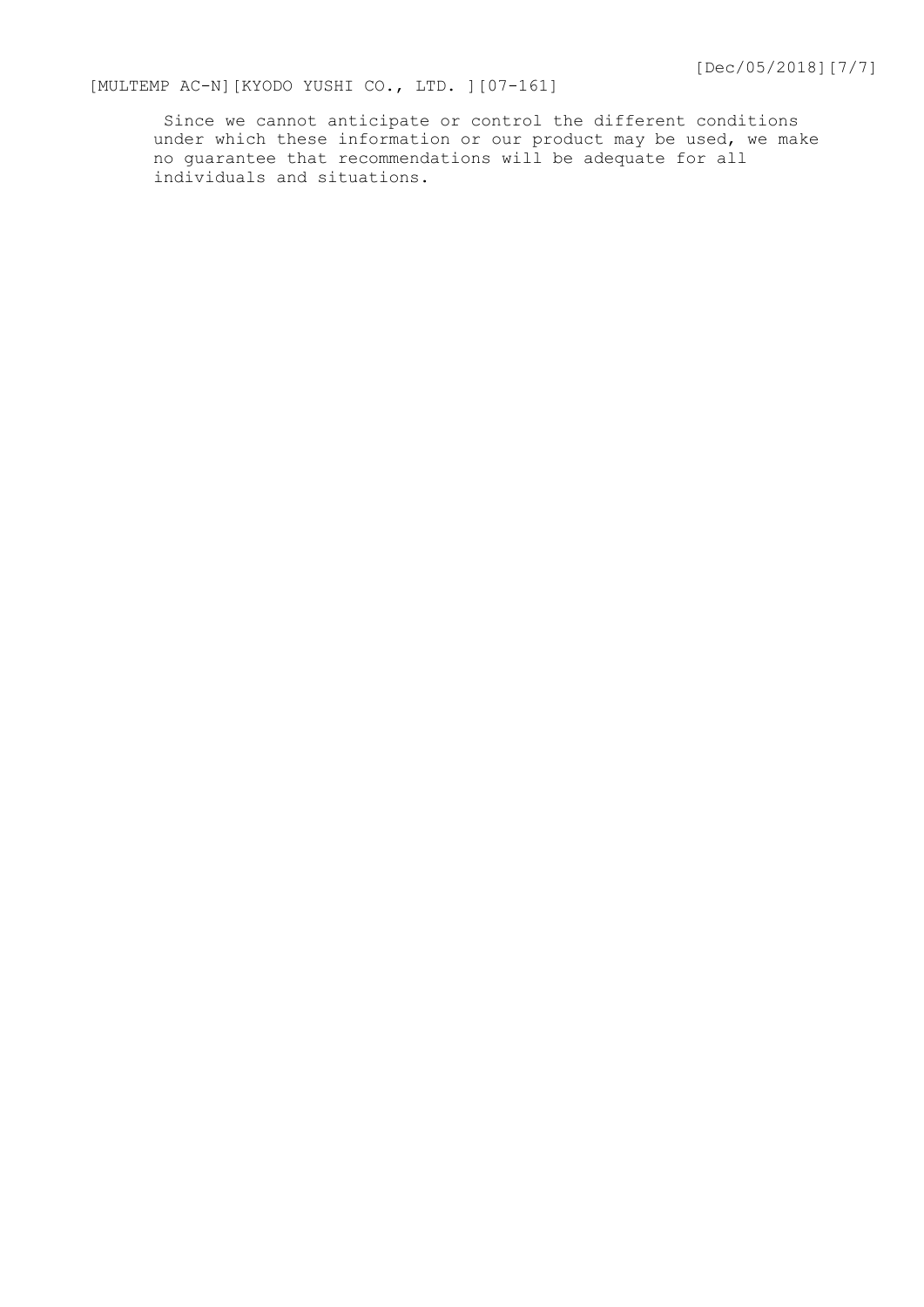Since we cannot anticipate or control the different conditions under which these information or our product may be used, we make no guarantee that recommendations will be adequate for all individuals and situations.